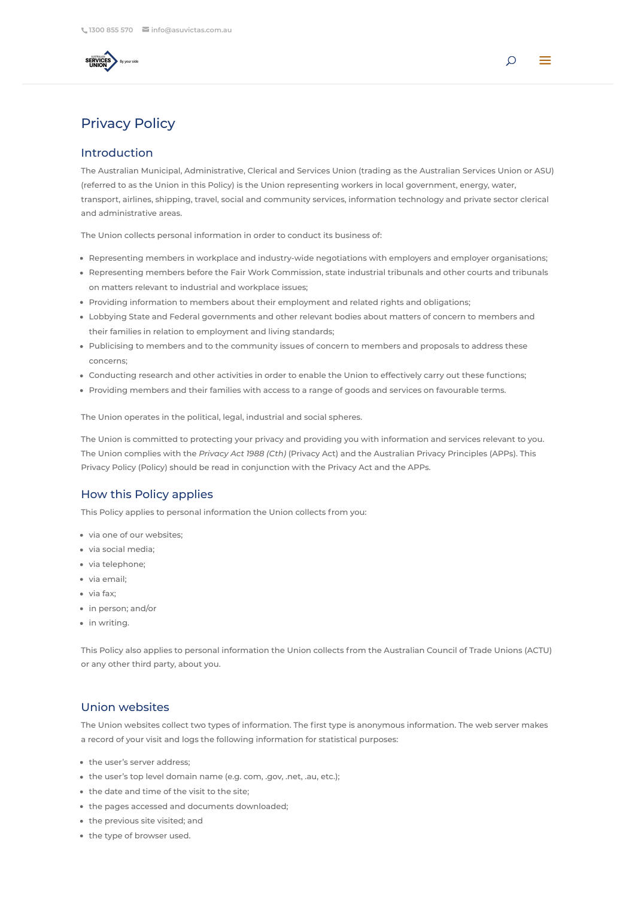# Privacy Policy

## Introduction

The Australian Municipal, Administrative, Clerical and Services Union (trading as the Australian Services Union or ASU) (referred to as the Union in this Policy) is the Union representing workers in local government, energy, water, transport, airlines, shipping, travel, social and community services, information technology and private sector clerical and administrative areas.

The Union collects personal information in order to conduct its business of:

- Representing members in workplace and industry-wide negotiations with employers and employer organisations;
- Representing members before the Fair Work Commission, state industrial tribunals and other courts and tribunals on matters relevant to industrial and workplace issues;
- Providing information to members about their employment and related rights and obligations;
- Lobbying State and Federal governments and other relevant bodies about matters of concern to members and their families in relation to employment and living standards;
- Publicising to members and to the community issues of concern to members and proposals to address these concerns;
- Conducting research and other activities in order to enable the Union to effectively carry out these functions;
- Providing members and their families with access to a range of goods and services on favourable terms.

The Union operates in the political, legal, industrial and social spheres.

The Union is committed to protecting your privacy and providing you with information and services relevant to you. The Union complies with the *Privacy Act 1988 (Cth)* (Privacy Act) and the Australian Privacy Principles (APPs). This Privacy Policy (Policy) should be read in conjunction with the Privacy Act and the APPs.

## How this Policy applies

This Policy applies to personal information the Union collects from you:

- via one of our websites;
- via social media;
- via telephone;
- via email;
- via fax;
- in person; and/or
- in writing.

This Policy also applies to personal information the Union collects from the Australian Council of Trade Unions (ACTU) or any other third party, about you.

## Union websites

The Union websites collect two types of information. The first type is anonymous information. The web server makes a record of your visit and logs the following information for statistical purposes:

- the user's server address;
- the user's top level domain name (e.g. com, .gov, .net, .au, etc.);
- the date and time of the visit to the site;
- the pages accessed and documents downloaded;
- the previous site visited; and
- the type of browser used.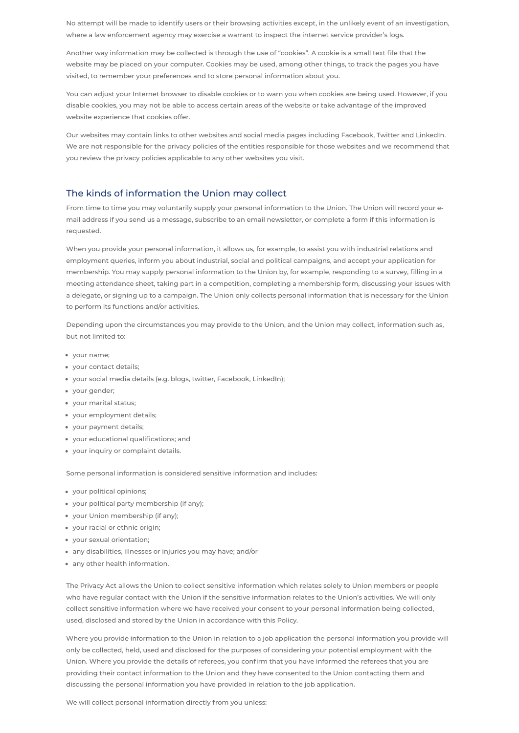No attempt will be made to identify users or their browsing activities except, in the unlikely event of an investigation, where a law enforcement agency may exercise a warrant to inspect the internet service provider's logs.

Another way information may be collected is through the use of "cookies". A cookie is a small text file that the website may be placed on your computer. Cookies may be used, among other things, to track the pages you have visited, to remember your preferences and to store personal information about you.

You can adjust your Internet browser to disable cookies or to warn you when cookies are being used. However, if you disable cookies, you may not be able to access certain areas of the website or take advantage of the improved website experience that cookies offer.

Our websites may contain links to other websites and social media pages including Facebook, Twitter and LinkedIn. We are not responsible for the privacy policies of the entities responsible for those websites and we recommend that you review the privacy policies applicable to any other websites you visit.

## The kinds of information the Union may collect

From time to time you may voluntarily supply your personal information to the Union. The Union will record your e-mail address if you send us a message, subscribe to an email newsletter, or complete a form if this information is requested.

When you provide your personal information, it allows us, for example, to assist you with industrial relations and employment queries, inform you about industrial, social and political campaigns, and accept your application for membership. You may supply personal information to the Union by, for example, responding to a survey, filling in a meeting attendance sheet, taking part in a competition, completing a membership form, discussing your issues with a delegate, or signing up to a campaign. The Union only collects personal information that is necessary for the Union to perform its functions and/or activities.

Depending upon the circumstances you may provide to the Union, and the Union may collect, information such as, but not limited to:

- your name;
- your contact details;
- your social media details (e.g. blogs, twitter, Facebook, LinkedIn);
- your gender;
- your marital status;
- your employment details;
- your payment details;
- your educational qualifications; and
- your inquiry or complaint details.

Some personal information is considered sensitive information and includes:

- your political opinions;
- your political party membership (if any);
- your Union membership (if any);
- your racial or ethnic origin;
- your sexual orientation;
- any disabilities, illnesses or injuries you may have; and/or
- any other health information.

The Privacy Act allows the Union to collect sensitive information which relates solely to Union members or people who have regular contact with the Union if the sensitive information relates to the Union's activities. We will only collect sensitive information where we have received your consent to your personal information being collected, used, disclosed and stored by the Union in accordance with this Policy.

Where you provide information to the Union in relation to a job application the personal information you provide will only be collected, held, used and disclosed for the purposes of considering your potential employment with the Union. Where you provide the details of referees, you confirm that you have informed the referees that you are providing their contact information to the Union and they have consented to the Union contacting them and discussing the personal information you have provided in relation to the job application.

We will collect personal information directly from you unless: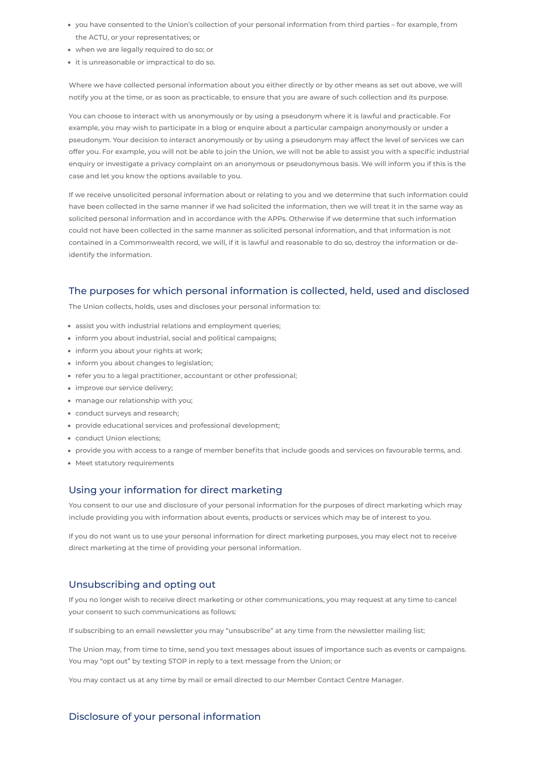- you have consented to the Union's collection of your personal information from third parties – for example, from the ACTU, or your representatives; or
- when we are legally required to do so; or
- it is unreasonable or impractical to do so.

Where we have collected personal information about you either directly or by other means as set out above, we will notify you at the time, or as soon as practicable, to ensure that you are aware of such collection and its purpose.

You can choose to interact with us anonymously or by using a pseudonym where it is lawful and practicable. For example, you may wish to participate in a blog or enquire about a particular campaign anonymously or under a pseudonym. Your decision to interact anonymously or by using a pseudonym may affect the level of services we can offer you. For example, you will not be able to join the Union, we will not be able to assist you with a specific industrial enquiry or investigate a privacy complaint on an anonymous or pseudonymous basis. We will inform you if this is the case and let you know the options available to you.

If we receive unsolicited personal information about or relating to you and we determine that such information could have been collected in the same manner if we had solicited the information, then we will treat it in the same way as solicited personal information and in accordance with the APPs. Otherwise if we determine that such information could not have been collected in the same manner as solicited personal information, and that information is not contained in a Commonwealth record, we will, if it is lawful and reasonable to do so, destroy the information or de-identify the information.

## The purposes for which personal information is collected, held, used and disclosed

The Union collects, holds, uses and discloses your personal information to:

- assist you with industrial relations and employment queries;
- inform you about industrial, social and political campaigns;
- inform you about your rights at work;
- inform you about changes to legislation;
- refer you to a legal practitioner, accountant or other professional;
- improve our service delivery;
- manage our relationship with you;
- conduct surveys and research;
- provide educational services and professional development;
- conduct Union elections;
- provide you with access to a range of member benefits that include goods and services on favourable terms, and.
- Meet statutory requirements

## Using your information for direct marketing

You consent to our use and disclosure of your personal information for the purposes of direct marketing which may include providing you with information about events, products or services which may be of interest to you.

If you do not want us to use your personal information for direct marketing purposes, you may elect not to receive direct marketing at the time of providing your personal information.

## Unsubscribing and opting out

If you no longer wish to receive direct marketing or other communications, you may request at any time to cancel your consent to such communications as follows:

If subscribing to an email newsletter you may "unsubscribe" at any time from the newsletter mailing list;

The Union may, from time to time, send you text messages about issues of importance such as events or campaigns. You may "opt out" by texting STOP in reply to a text message from the Union; or

You may contact us at any time by mail or email directed to our Member Contact Centre Manager.

## Disclosure of your personal information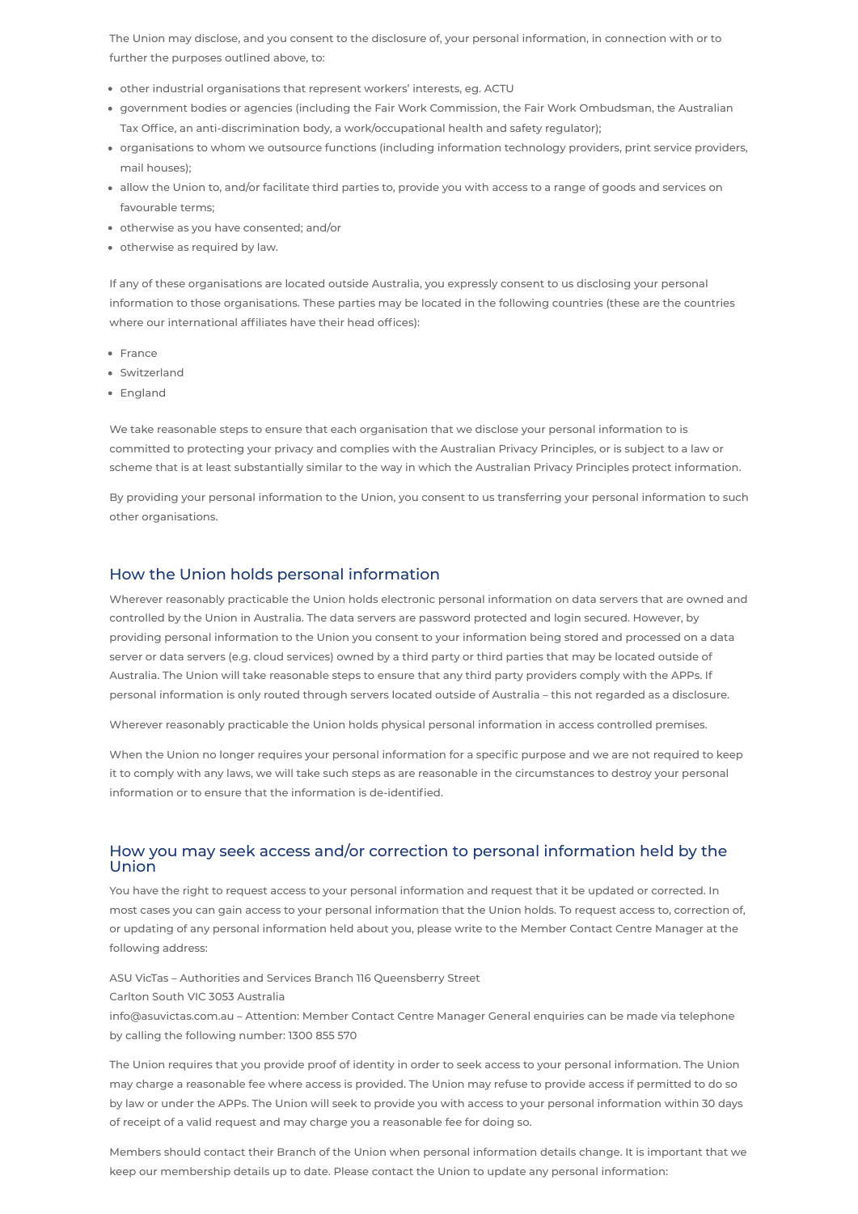The Union may disclose, and you consent to the disclosure of, your personal information, in connection with or to further the purposes outlined above, to:

- other industrial organisations that represent workers' interests, eg. ACTU
- government bodies or agencies (including the Fair Work Commission, the Fair Work Ombudsman, the Australian Tax Office, an anti-discrimination body, a work/occupational health and safety regulator);
- organisations to whom we outsource functions (including information technology providers, print service providers, mail houses);
- allow the Union to, and/or facilitate third parties to, provide you with access to a range of goods and services on favourable terms;
- otherwise as you have consented; and/or
- otherwise as required by law.

If any of these organisations are located outside Australia, you expressly consent to us disclosing your personal information to those organisations. These parties may be located in the following countries (these are the countries where our international affiliates have their head offices):

- France
- Switzerland
- England

We take reasonable steps to ensure that each organisation that we disclose your personal information to is committed to protecting your privacy and complies with the Australian Privacy Principles, or is subject to a law or scheme that is at least substantially similar to the way in which the Australian Privacy Principles protect information.

By providing your personal information to the Union, you consent to us transferring your personal information to such other organisations.

## How the Union holds personal information

Wherever reasonably practicable the Union holds electronic personal information on data servers that are owned and controlled by the Union in Australia. The data servers are password protected and login secured. However, by providing personal information to the Union you consent to your information being stored and processed on a data server or data servers (e.g. cloud services) owned by a third party or third parties that may be located outside of Australia. The Union will take reasonable steps to ensure that any third party providers comply with the APPs. If personal information is only routed through servers located outside of Australia – this not regarded as a disclosure.

Wherever reasonably practicable the Union holds physical personal information in access controlled premises.

When the Union no longer requires your personal information for a specific purpose and we are not required to keep it to comply with any laws, we will take such steps as are reasonable in the circumstances to destroy your personal information or to ensure that the information is de-identified.

## How you may seek access and/or correction to personal information held by the Union

You have the right to request access to your personal information and request that it be updated or corrected. In most cases you can gain access to your personal information that the Union holds. To request access to, correction of, or updating of any personal information held about you, please write to the Member Contact Centre Manager at the following address:

ASU VicTas – Authorities and Services Branch 116 Queensberry Street
Carlton South VIC 3053 Australia
info@asuvictas.com.au – Attention: Member Contact Centre Manager General enquiries can be made via telephone by calling the following number: 1300 855 570

The Union requires that you provide proof of identity in order to seek access to your personal information. The Union may charge a reasonable fee where access is provided. The Union may refuse to provide access if permitted to do so by law or under the APPs. The Union will seek to provide you with access to your personal information within 30 days of receipt of a valid request and may charge you a reasonable fee for doing so.

Members should contact their Branch of the Union when personal information details change. It is important that we keep our membership details up to date. Please contact the Union to update any personal information: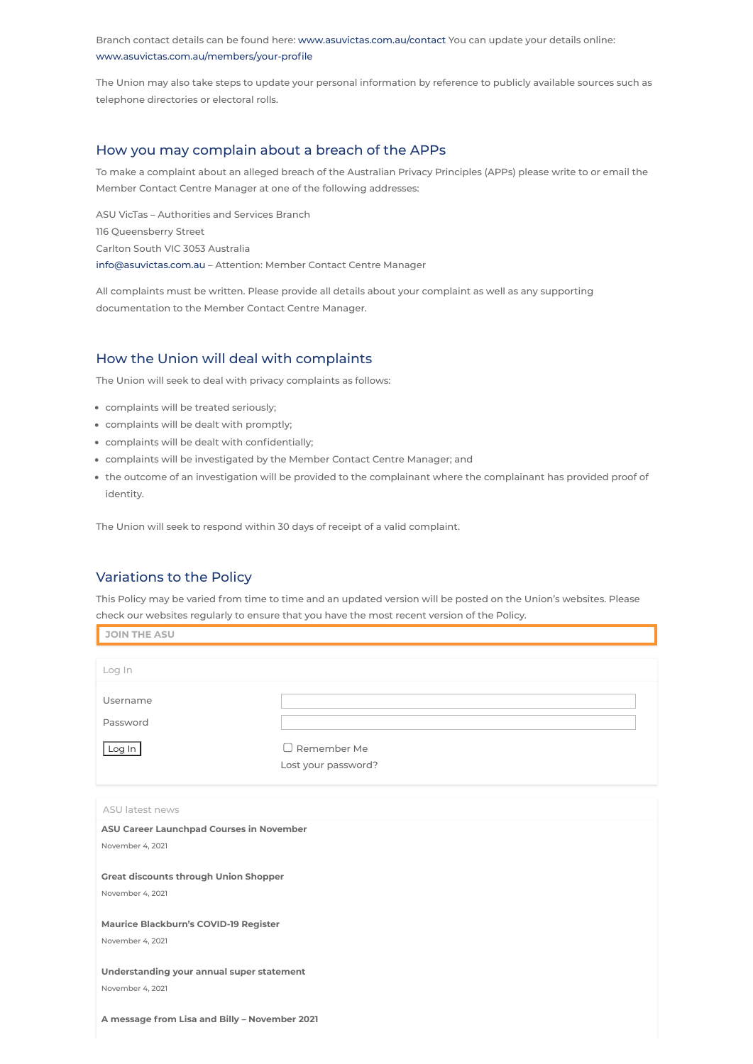Branch contact details can be found here: www.asuvictas.com.au/contact You can update your details online: www.asuvictas.com.au/members/your-profile

The Union may also take steps to update your personal information by reference to publicly available sources such as telephone directories or electoral rolls.

## How you may complain about a breach of the APPs

To make a complaint about an alleged breach of the Australian Privacy Principles (APPs) please write to or email the Member Contact Centre Manager at one of the following addresses:

ASU VicTas – Authorities and Services Branch
116 Queensberry Street
Carlton South VIC 3053 Australia
info@asuvictas.com.au – Attention: Member Contact Centre Manager

All complaints must be written. Please provide all details about your complaint as well as any supporting documentation to the Member Contact Centre Manager.

## How the Union will deal with complaints

The Union will seek to deal with privacy complaints as follows:

- complaints will be treated seriously;
- complaints will be dealt with promptly;
- complaints will be dealt with confidentially;
- complaints will be investigated by the Member Contact Centre Manager; and
- the outcome of an investigation will be provided to the complainant where the complainant has provided proof of identity.

The Union will seek to respond within 30 days of receipt of a valid complaint.

## Variations to the Policy

This Policy may be varied from time to time and an updated version will be posted on the Union's websites. Please check our websites regularly to ensure that you have the most recent version of the Policy.

JOIN THE ASU

Log In

Username

Password

Log In

Remember Me

Lost your password?

ASU latest news

**ASU Career Launchpad Courses in November**

November 4, 2021

**Great discounts through Union Shopper**

November 4, 2021

**Maurice Blackburn's COVID-19 Register**

November 4, 2021

**Understanding your annual super statement**

November 4, 2021

**A message from Lisa and Billy – November 2021**